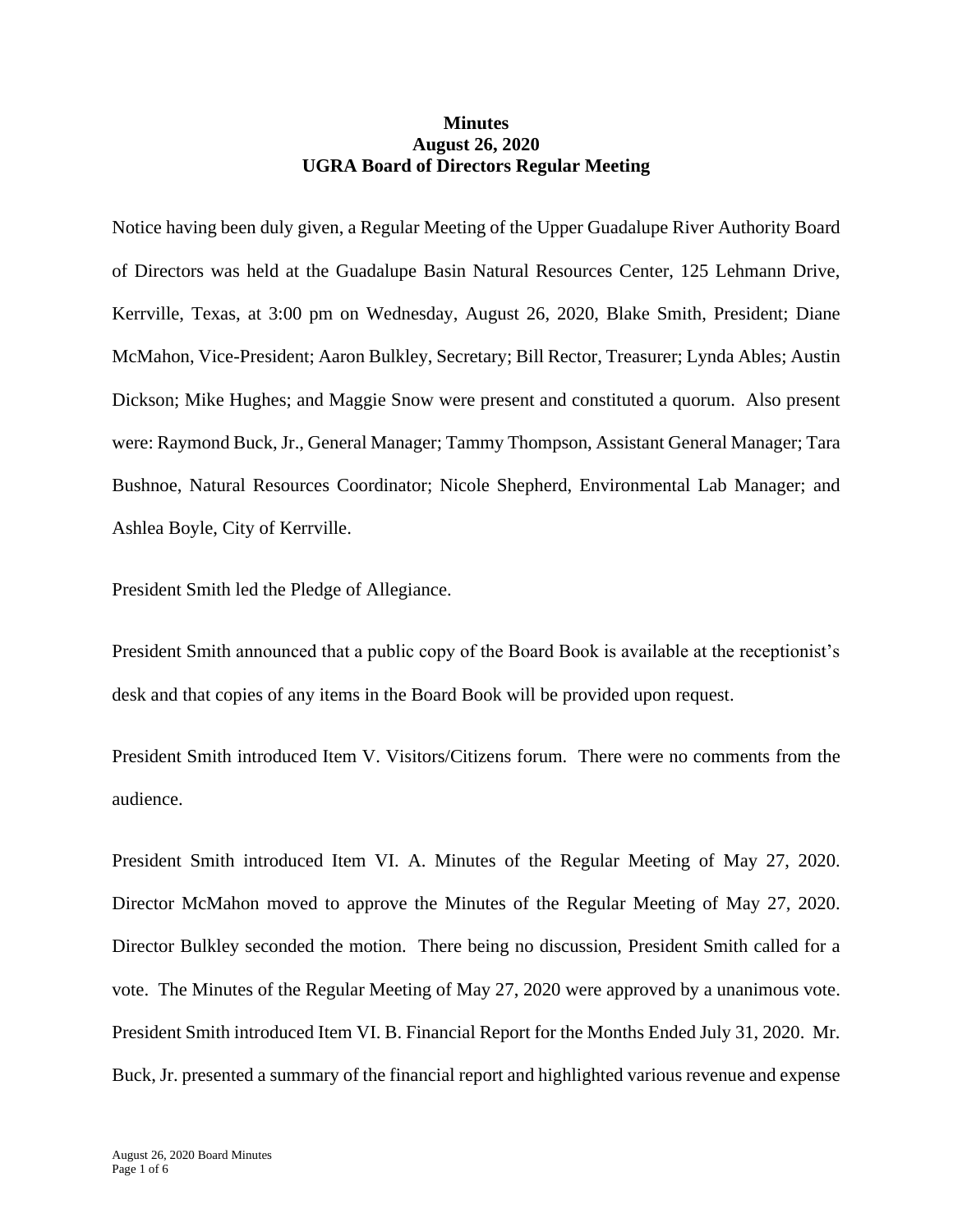# Minutes
## August 26, 2020
## UGRA Board of Directors Regular Meeting

Notice having been duly given, a Regular Meeting of the Upper Guadalupe River Authority Board of Directors was held at the Guadalupe Basin Natural Resources Center, 125 Lehmann Drive, Kerrville, Texas, at 3:00 pm on Wednesday, August 26, 2020, Blake Smith, President; Diane McMahon, Vice-President; Aaron Bulkley, Secretary; Bill Rector, Treasurer; Lynda Ables; Austin Dickson; Mike Hughes; and Maggie Snow were present and constituted a quorum. Also present were: Raymond Buck, Jr., General Manager; Tammy Thompson, Assistant General Manager; Tara Bushnoe, Natural Resources Coordinator; Nicole Shepherd, Environmental Lab Manager; and Ashlea Boyle, City of Kerrville.

President Smith led the Pledge of Allegiance.

President Smith announced that a public copy of the Board Book is available at the receptionist's desk and that copies of any items in the Board Book will be provided upon request.

President Smith introduced Item V. Visitors/Citizens forum. There were no comments from the audience.

President Smith introduced Item VI. A. Minutes of the Regular Meeting of May 27, 2020. Director McMahon moved to approve the Minutes of the Regular Meeting of May 27, 2020. Director Bulkley seconded the motion. There being no discussion, President Smith called for a vote. The Minutes of the Regular Meeting of May 27, 2020 were approved by a unanimous vote. President Smith introduced Item VI. B. Financial Report for the Months Ended July 31, 2020. Mr. Buck, Jr. presented a summary of the financial report and highlighted various revenue and expense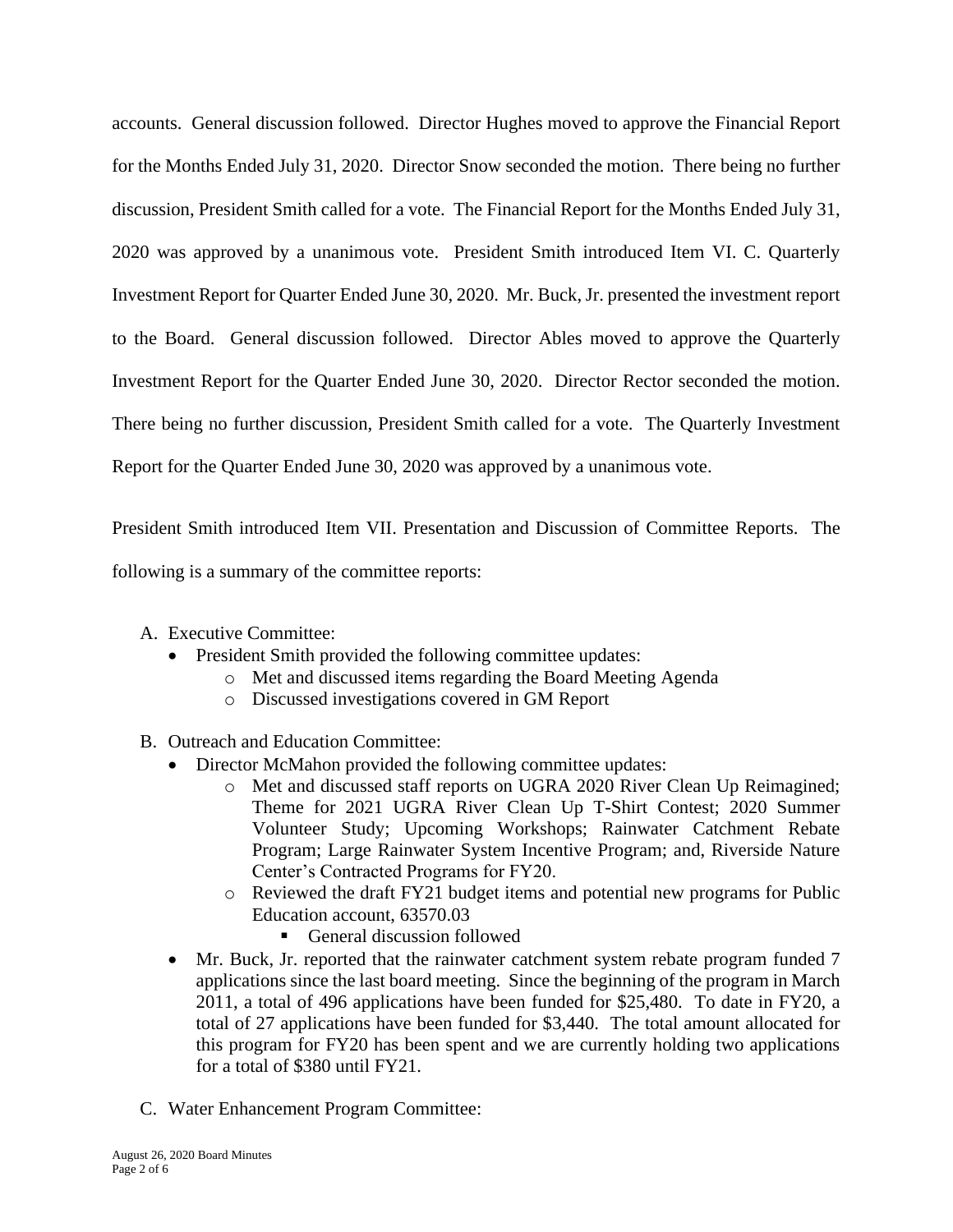accounts. General discussion followed. Director Hughes moved to approve the Financial Report for the Months Ended July 31, 2020. Director Snow seconded the motion. There being no further discussion, President Smith called for a vote. The Financial Report for the Months Ended July 31, 2020 was approved by a unanimous vote. President Smith introduced Item VI. C. Quarterly Investment Report for Quarter Ended June 30, 2020. Mr. Buck, Jr. presented the investment report to the Board. General discussion followed. Director Ables moved to approve the Quarterly Investment Report for the Quarter Ended June 30, 2020. Director Rector seconded the motion. There being no further discussion, President Smith called for a vote. The Quarterly Investment Report for the Quarter Ended June 30, 2020 was approved by a unanimous vote.

President Smith introduced Item VII. Presentation and Discussion of Committee Reports. The following is a summary of the committee reports:

A. Executive Committee:
   - President Smith provided the following committee updates:
     - Met and discussed items regarding the Board Meeting Agenda
     - Discussed investigations covered in GM Report

B. Outreach and Education Committee:
   - Director McMahon provided the following committee updates:
     - Met and discussed staff reports on UGRA 2020 River Clean Up Reimagined; Theme for 2021 UGRA River Clean Up T-Shirt Contest; 2020 Summer Volunteer Study; Upcoming Workshops; Rainwater Catchment Rebate Program; Large Rainwater System Incentive Program; and, Riverside Nature Center's Contracted Programs for FY20.
     - Reviewed the draft FY21 budget items and potential new programs for Public Education account, 63570.03
       - General discussion followed
   - Mr. Buck, Jr. reported that the rainwater catchment system rebate program funded 7 applications since the last board meeting. Since the beginning of the program in March 2011, a total of 496 applications have been funded for $25,480. To date in FY20, a total of 27 applications have been funded for $3,440. The total amount allocated for this program for FY20 has been spent and we are currently holding two applications for a total of $380 until FY21.

C. Water Enhancement Program Committee: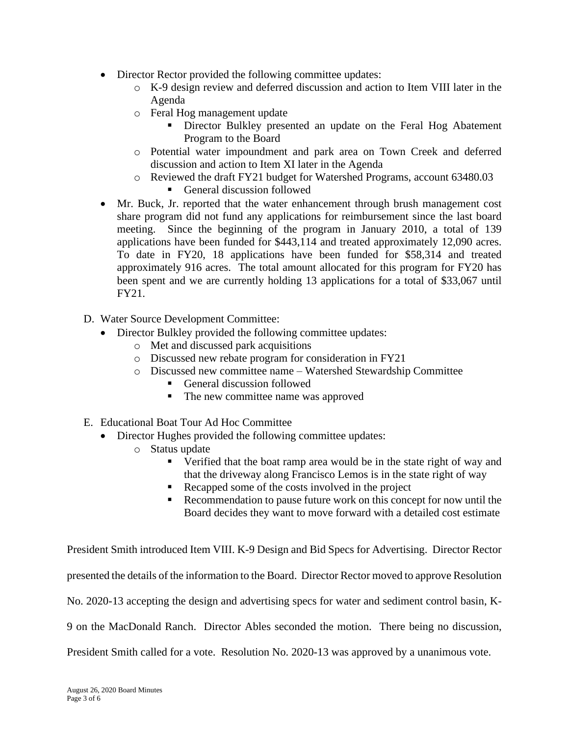- Director Rector provided the following committee updates:
  - K-9 design review and deferred discussion and action to Item VIII later in the Agenda
  - Feral Hog management update
    - Director Bulkley presented an update on the Feral Hog Abatement Program to the Board
  - Potential water impoundment and park area on Town Creek and deferred discussion and action to Item XI later in the Agenda
  - Reviewed the draft FY21 budget for Watershed Programs, account 63480.03
    - General discussion followed
- Mr. Buck, Jr. reported that the water enhancement through brush management cost share program did not fund any applications for reimbursement since the last board meeting. Since the beginning of the program in January 2010, a total of 139 applications have been funded for $443,114 and treated approximately 12,090 acres. To date in FY20, 18 applications have been funded for $58,314 and treated approximately 916 acres. The total amount allocated for this program for FY20 has been spent and we are currently holding 13 applications for a total of $33,067 until FY21.

D. Water Source Development Committee:

- Director Bulkley provided the following committee updates:
  - Met and discussed park acquisitions
  - Discussed new rebate program for consideration in FY21
  - Discussed new committee name – Watershed Stewardship Committee
    - General discussion followed
    - The new committee name was approved

E. Educational Boat Tour Ad Hoc Committee

- Director Hughes provided the following committee updates:
  - Status update
    - Verified that the boat ramp area would be in the state right of way and that the driveway along Francisco Lemos is in the state right of way
    - Recapped some of the costs involved in the project
    - Recommendation to pause future work on this concept for now until the Board decides they want to move forward with a detailed cost estimate

President Smith introduced Item VIII. K-9 Design and Bid Specs for Advertising. Director Rector presented the details of the information to the Board. Director Rector moved to approve Resolution No. 2020-13 accepting the design and advertising specs for water and sediment control basin, K-9 on the MacDonald Ranch. Director Ables seconded the motion. There being no discussion, President Smith called for a vote. Resolution No. 2020-13 was approved by a unanimous vote.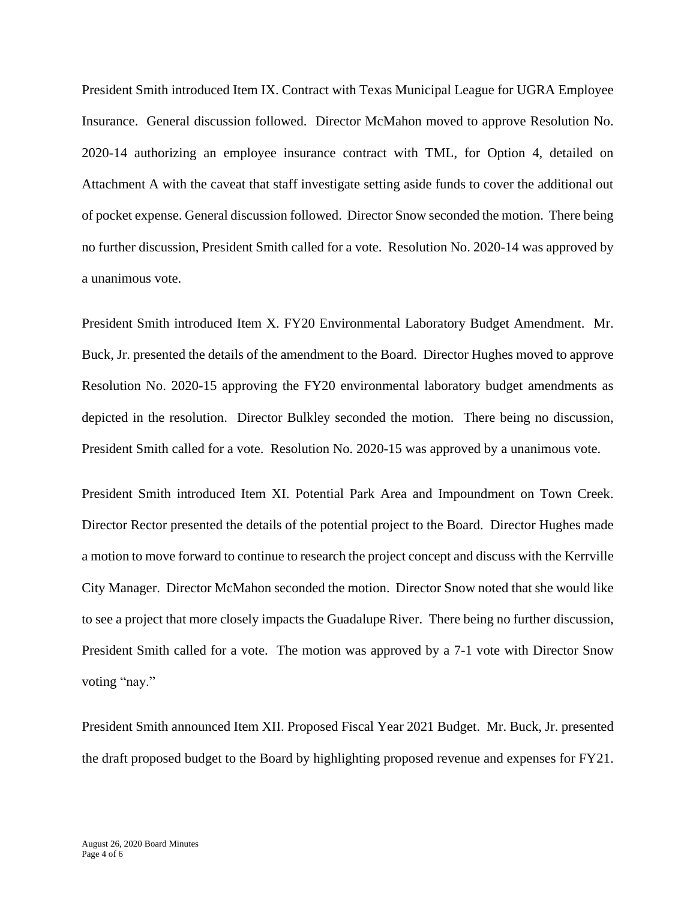President Smith introduced Item IX. Contract with Texas Municipal League for UGRA Employee Insurance. General discussion followed. Director McMahon moved to approve Resolution No. 2020-14 authorizing an employee insurance contract with TML, for Option 4, detailed on Attachment A with the caveat that staff investigate setting aside funds to cover the additional out of pocket expense. General discussion followed. Director Snow seconded the motion. There being no further discussion, President Smith called for a vote. Resolution No. 2020-14 was approved by a unanimous vote.

President Smith introduced Item X. FY20 Environmental Laboratory Budget Amendment. Mr. Buck, Jr. presented the details of the amendment to the Board. Director Hughes moved to approve Resolution No. 2020-15 approving the FY20 environmental laboratory budget amendments as depicted in the resolution. Director Bulkley seconded the motion. There being no discussion, President Smith called for a vote. Resolution No. 2020-15 was approved by a unanimous vote.

President Smith introduced Item XI. Potential Park Area and Impoundment on Town Creek. Director Rector presented the details of the potential project to the Board. Director Hughes made a motion to move forward to continue to research the project concept and discuss with the Kerrville City Manager. Director McMahon seconded the motion. Director Snow noted that she would like to see a project that more closely impacts the Guadalupe River. There being no further discussion, President Smith called for a vote. The motion was approved by a 7-1 vote with Director Snow voting "nay."

President Smith announced Item XII. Proposed Fiscal Year 2021 Budget. Mr. Buck, Jr. presented the draft proposed budget to the Board by highlighting proposed revenue and expenses for FY21.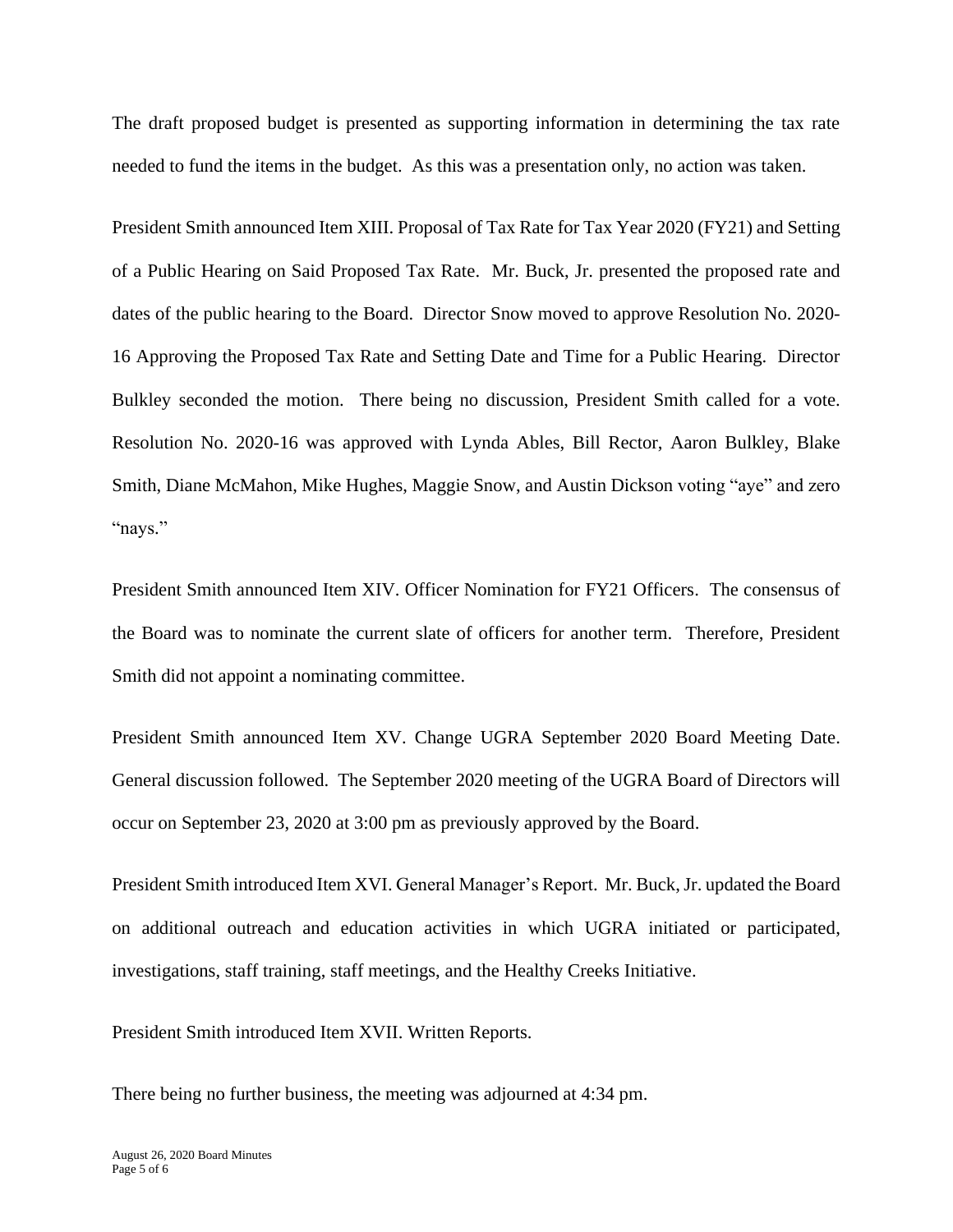The draft proposed budget is presented as supporting information in determining the tax rate needed to fund the items in the budget. As this was a presentation only, no action was taken.

President Smith announced Item XIII. Proposal of Tax Rate for Tax Year 2020 (FY21) and Setting of a Public Hearing on Said Proposed Tax Rate. Mr. Buck, Jr. presented the proposed rate and dates of the public hearing to the Board. Director Snow moved to approve Resolution No. 2020-16 Approving the Proposed Tax Rate and Setting Date and Time for a Public Hearing. Director Bulkley seconded the motion. There being no discussion, President Smith called for a vote. Resolution No. 2020-16 was approved with Lynda Ables, Bill Rector, Aaron Bulkley, Blake Smith, Diane McMahon, Mike Hughes, Maggie Snow, and Austin Dickson voting "aye" and zero "nays."

President Smith announced Item XIV. Officer Nomination for FY21 Officers. The consensus of the Board was to nominate the current slate of officers for another term. Therefore, President Smith did not appoint a nominating committee.

President Smith announced Item XV. Change UGRA September 2020 Board Meeting Date. General discussion followed. The September 2020 meeting of the UGRA Board of Directors will occur on September 23, 2020 at 3:00 pm as previously approved by the Board.

President Smith introduced Item XVI. General Manager's Report. Mr. Buck, Jr. updated the Board on additional outreach and education activities in which UGRA initiated or participated, investigations, staff training, staff meetings, and the Healthy Creeks Initiative.

President Smith introduced Item XVII. Written Reports.

There being no further business, the meeting was adjourned at 4:34 pm.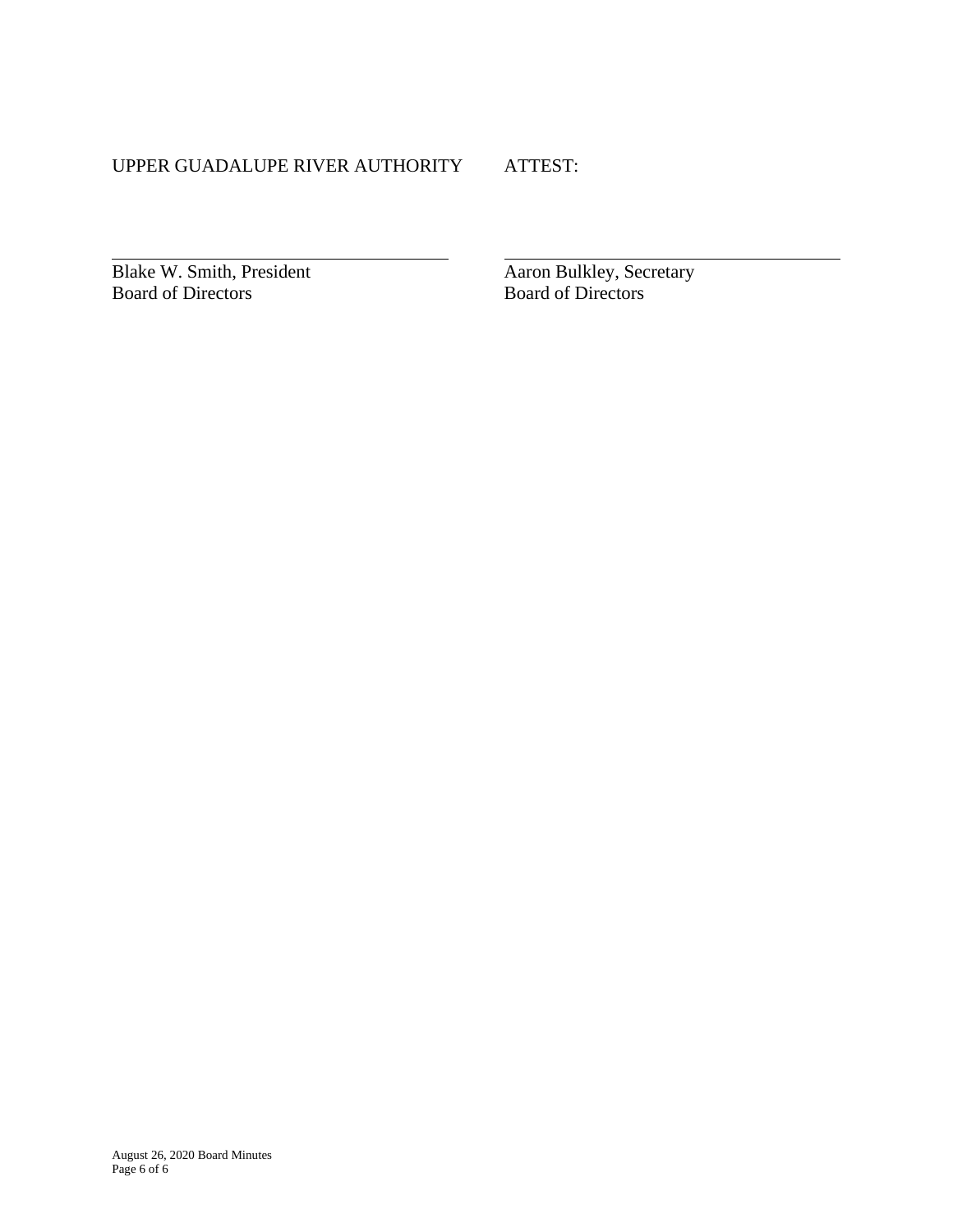UPPER GUADALUPE RIVER AUTHORITY ATTEST:

\_\_\_\_\_\_\_\_\_\_\_\_\_\_\_\_\_\_\_\_\_\_\_\_\_\_\_\_\_\_\_\_\_\_\_\_
Blake W. Smith, President
Board of Directors

\_\_\_\_\_\_\_\_\_\_\_\_\_\_\_\_\_\_\_\_\_\_\_\_\_\_\_\_\_\_\_\_\_\_\_\_
Aaron Bulkley, Secretary
Board of Directors